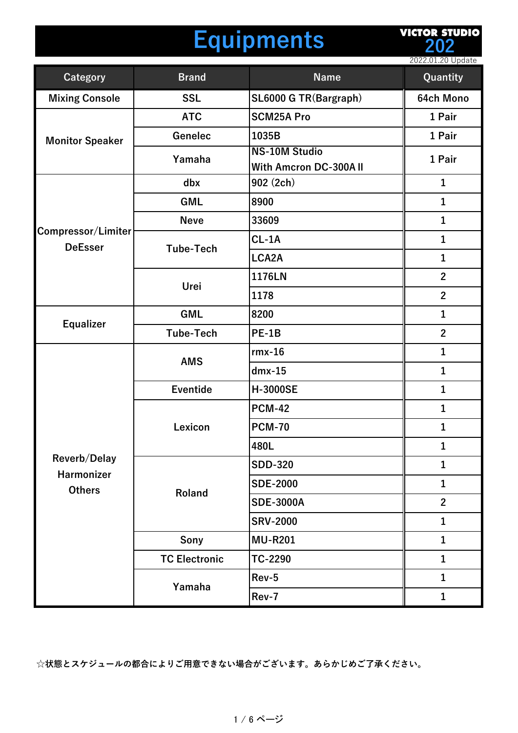# Equipments

**VICTOR STUDIO 202**

2022.01.20 Update

| Category | Brand | Name | Quantity |
|---|---|---|---|
| Mixing Console | SSL | SL6000 G TR(Bargraph) | 64ch Mono |
| Monitor Speaker | ATC | SCM25A Pro | 1 Pair |
| | Genelec | 1035B | 1 Pair |
| | Yamaha | NS-10M Studio With Amcron DC-300A II | 1 Pair |
| Compressor/Limiter DeEsser | dbx | 902 (2ch) | 1 |
| | GML | 8900 | 1 |
| | Neve | 33609 | 1 |
| | Tube-Tech | CL-1A | 1 |
| | | LCA2A | 1 |
| | Urei | 1176LN | 2 |
| | | 1178 | 2 |
| Equalizer | GML | 8200 | 1 |
| | Tube-Tech | PE-1B | 2 |
| Reverb/Delay Harmonizer Others | AMS | rmx-16 | 1 |
| | | dmx-15 | 1 |
| | Eventide | H-3000SE | 1 |
| | Lexicon | PCM-42 | 1 |
| | | PCM-70 | 1 |
| | | 480L | 1 |
| | Roland | SDD-320 | 1 |
| | | SDE-2000 | 1 |
| | | SDE-3000A | 2 |
| | | SRV-2000 | 1 |
| | Sony | MU-R201 | 1 |
| | TC Electronic | TC-2290 | 1 |
| | Yamaha | Rev-5 | 1 |
| | | Rev-7 | 1 |

☆状態とスケジュールの都合によりご用意できない場合がございます。あらかじめご了承ください。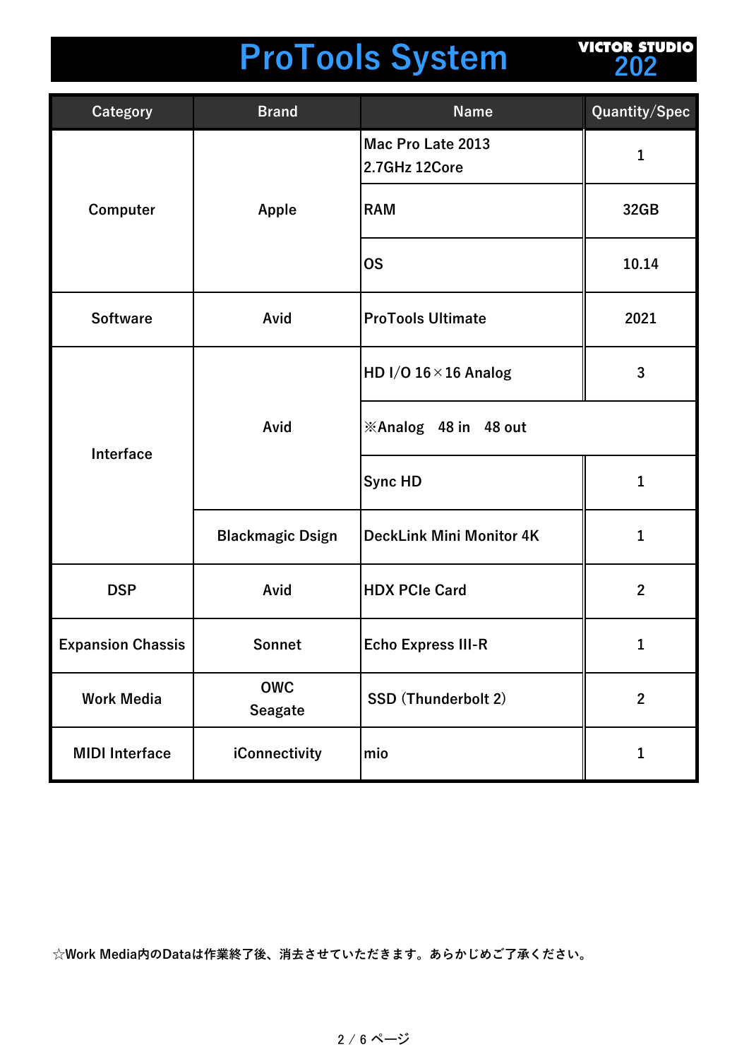# ProTools System

VICTOR STUDIO 202

| Category | Brand | Name | Quantity/Spec |
|---|---|---|---|
| Computer | Apple | Mac Pro Late 2013 2.7GHz 12Core | 1 |
| | | RAM | 32GB |
| | | OS | 10.14 |
| Software | Avid | ProTools Ultimate | 2021 |
| Interface | Avid | HD I/O 16×16 Analog | 3 |
| | | ※Analog　48 in　48 out | |
| | | Sync HD | 1 |
| | Blackmagic Dsign | DeckLink Mini Monitor 4K | 1 |
| DSP | Avid | HDX PCIe Card | 2 |
| Expansion Chassis | Sonnet | Echo Express III-R | 1 |
| Work Media | OWC Seagate | SSD (Thunderbolt 2) | 2 |
| MIDI Interface | iConnectivity | mio | 1 |

☆Work Media内のDataは作業終了後、消去させていただきます。あらかじめご了承ください。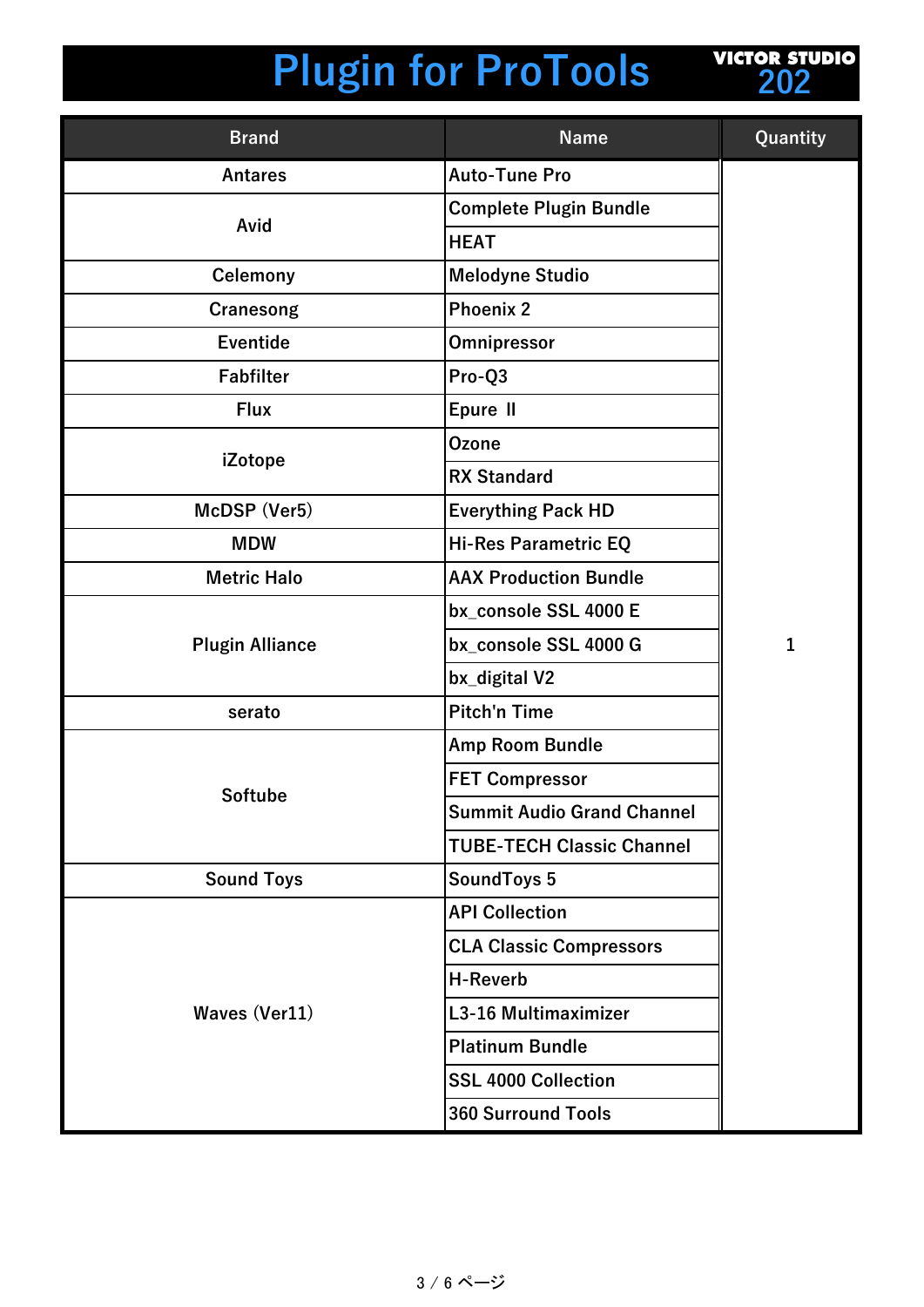# Plugin for ProTools

VICTOR STUDIO 202

| Brand | Name | Quantity |
|---|---|---|
| Antares | Auto-Tune Pro | 1 |
| Avid | Complete Plugin Bundle | |
| | HEAT | |
| Celemony | Melodyne Studio | |
| Cranesong | Phoenix 2 | |
| Eventide | Omnipressor | |
| Fabfilter | Pro-Q3 | |
| Flux | Epure Ⅱ | |
| iZotope | Ozone | |
| | RX Standard | |
| McDSP (Ver5) | Everything Pack HD | |
| MDW | Hi-Res Parametric EQ | |
| Metric Halo | AAX Production Bundle | |
| Plugin Alliance | bx_console SSL 4000 E | |
| | bx_console SSL 4000 G | |
| | bx_digital V2 | |
| serato | Pitch'n Time | |
| Softube | Amp Room Bundle | |
| | FET Compressor | |
| | Summit Audio Grand Channel | |
| | TUBE-TECH Classic Channel | |
| Sound Toys | SoundToys 5 | |
| Waves (Ver11) | API Collection | |
| | CLA Classic Compressors | |
| | H-Reverb | |
| | L3-16 Multimaximizer | |
| | Platinum Bundle | |
| | SSL 4000 Collection | |
| | 360 Surround Tools | |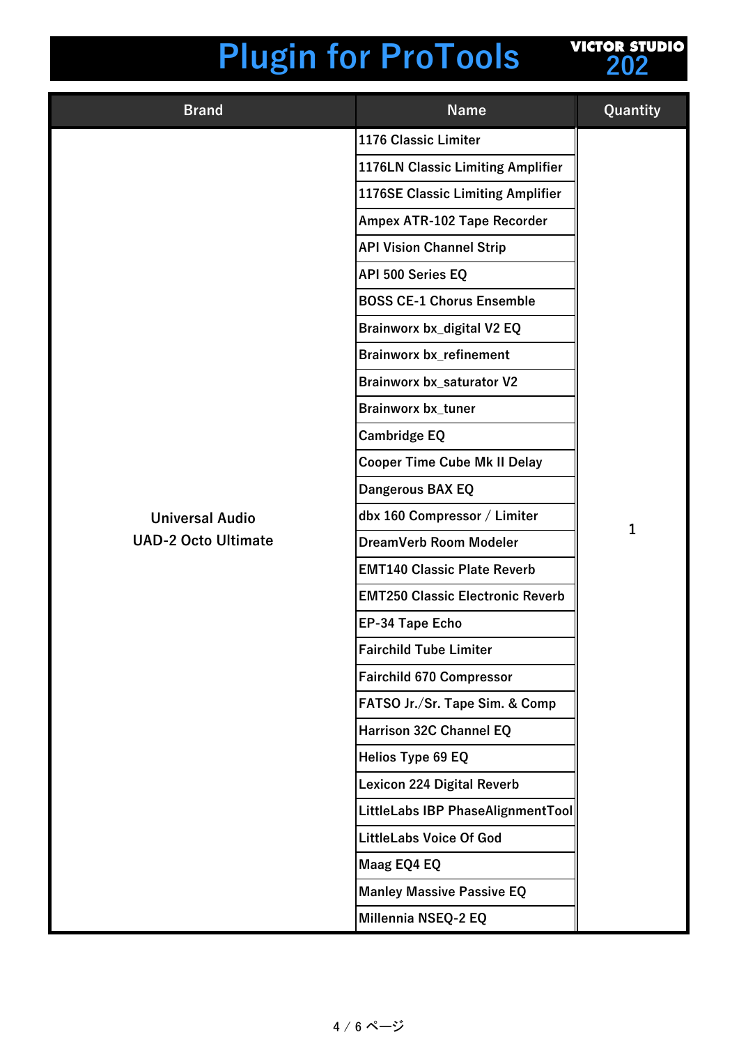# Plugin for ProTools

VICTOR STUDIO 202

| Brand | Name | Quantity |
|---|---|---|
| Universal Audio UAD-2 Octo Ultimate | 1176 Classic Limiter | 1 |
| | 1176LN Classic Limiting Amplifier | |
| | 1176SE Classic Limiting Amplifier | |
| | Ampex ATR-102 Tape Recorder | |
| | API Vision Channel Strip | |
| | API 500 Series EQ | |
| | BOSS CE-1 Chorus Ensemble | |
| | Brainworx bx_digital V2 EQ | |
| | Brainworx bx_refinement | |
| | Brainworx bx_saturator V2 | |
| | Brainworx bx_tuner | |
| | Cambridge EQ | |
| | Cooper Time Cube Mk II Delay | |
| | Dangerous BAX EQ | |
| | dbx 160 Compressor / Limiter | |
| | DreamVerb Room Modeler | |
| | EMT140 Classic Plate Reverb | |
| | EMT250 Classic Electronic Reverb | |
| | EP-34 Tape Echo | |
| | Fairchild Tube Limiter | |
| | Fairchild 670 Compressor | |
| | FATSO Jr./Sr. Tape Sim. & Comp | |
| | Harrison 32C Channel EQ | |
| | Helios Type 69 EQ | |
| | Lexicon 224 Digital Reverb | |
| | LittleLabs IBP PhaseAlignmentTool | |
| | LittleLabs Voice Of God | |
| | Maag EQ4 EQ | |
| | Manley Massive Passive EQ | |
| | Millennia NSEQ-2 EQ | |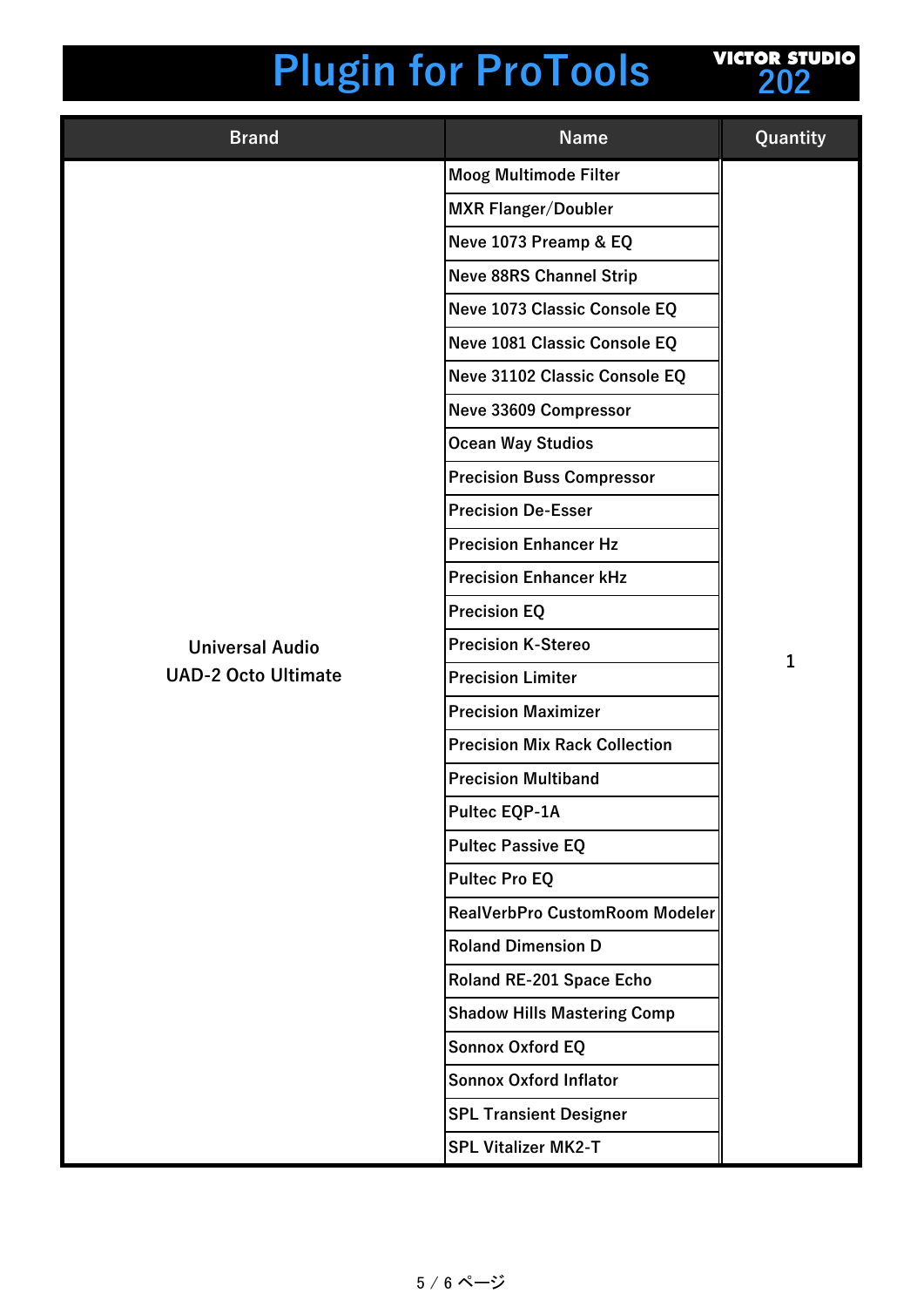# Plugin for ProTools

**VICTOR STUDIO 202**

| Brand | Name | Quantity |
|---|---|---|
| Universal Audio UAD-2 Octo Ultimate | Moog Multimode Filter | 1 |
| | MXR Flanger/Doubler | |
| | Neve 1073 Preamp & EQ | |
| | Neve 88RS Channel Strip | |
| | Neve 1073 Classic Console EQ | |
| | Neve 1081 Classic Console EQ | |
| | Neve 31102 Classic Console EQ | |
| | Neve 33609 Compressor | |
| | Ocean Way Studios | |
| | Precision Buss Compressor | |
| | Precision De-Esser | |
| | Precision Enhancer Hz | |
| | Precision Enhancer kHz | |
| | Precision EQ | |
| | Precision K-Stereo | |
| | Precision Limiter | |
| | Precision Maximizer | |
| | Precision Mix Rack Collection | |
| | Precision Multiband | |
| | Pultec EQP-1A | |
| | Pultec Passive EQ | |
| | Pultec Pro EQ | |
| | RealVerbPro CustomRoom Modeler | |
| | Roland Dimension D | |
| | Roland RE-201 Space Echo | |
| | Shadow Hills Mastering Comp | |
| | Sonnox Oxford EQ | |
| | Sonnox Oxford Inflator | |
| | SPL Transient Designer | |
| | SPL Vitalizer MK2-T | |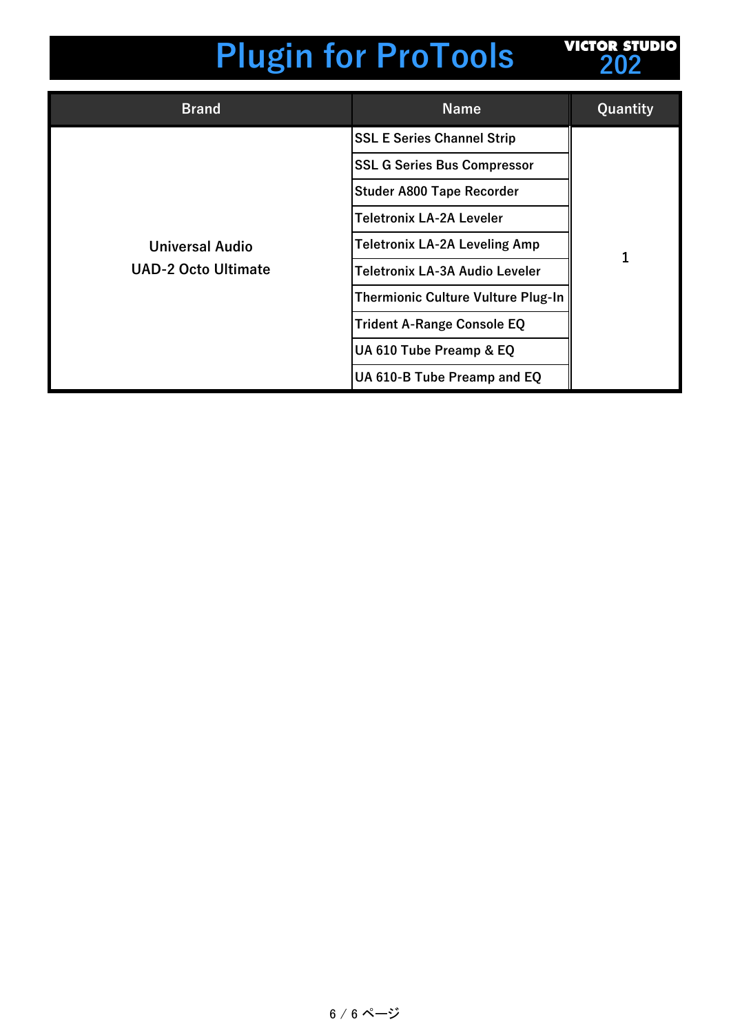# Plugin for ProTools

VICTOR STUDIO 202

| Brand | Name | Quantity |
|---|---|---|
| Universal Audio UAD-2 Octo Ultimate | SSL E Series Channel Strip | 1 |
| | SSL G Series Bus Compressor | |
| | Studer A800 Tape Recorder | |
| | Teletronix LA-2A Leveler | |
| | Teletronix LA-2A Leveling Amp | |
| | Teletronix LA-3A Audio Leveler | |
| | Thermionic Culture Vulture Plug-In | |
| | Trident A-Range Console EQ | |
| | UA 610 Tube Preamp & EQ | |
| | UA 610-B Tube Preamp and EQ | |